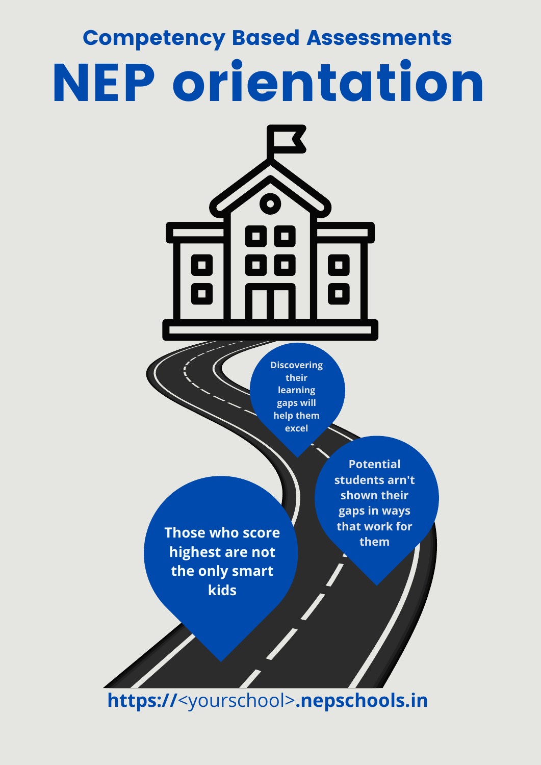## Competency Based Assessments

# NEP orientation

Discovering their learning gaps will help them excel

Potential students arn't shown their gaps in ways that work for them

Those who score highest are not the only smart kids

**https://**<yourschool>**.nepschools.in**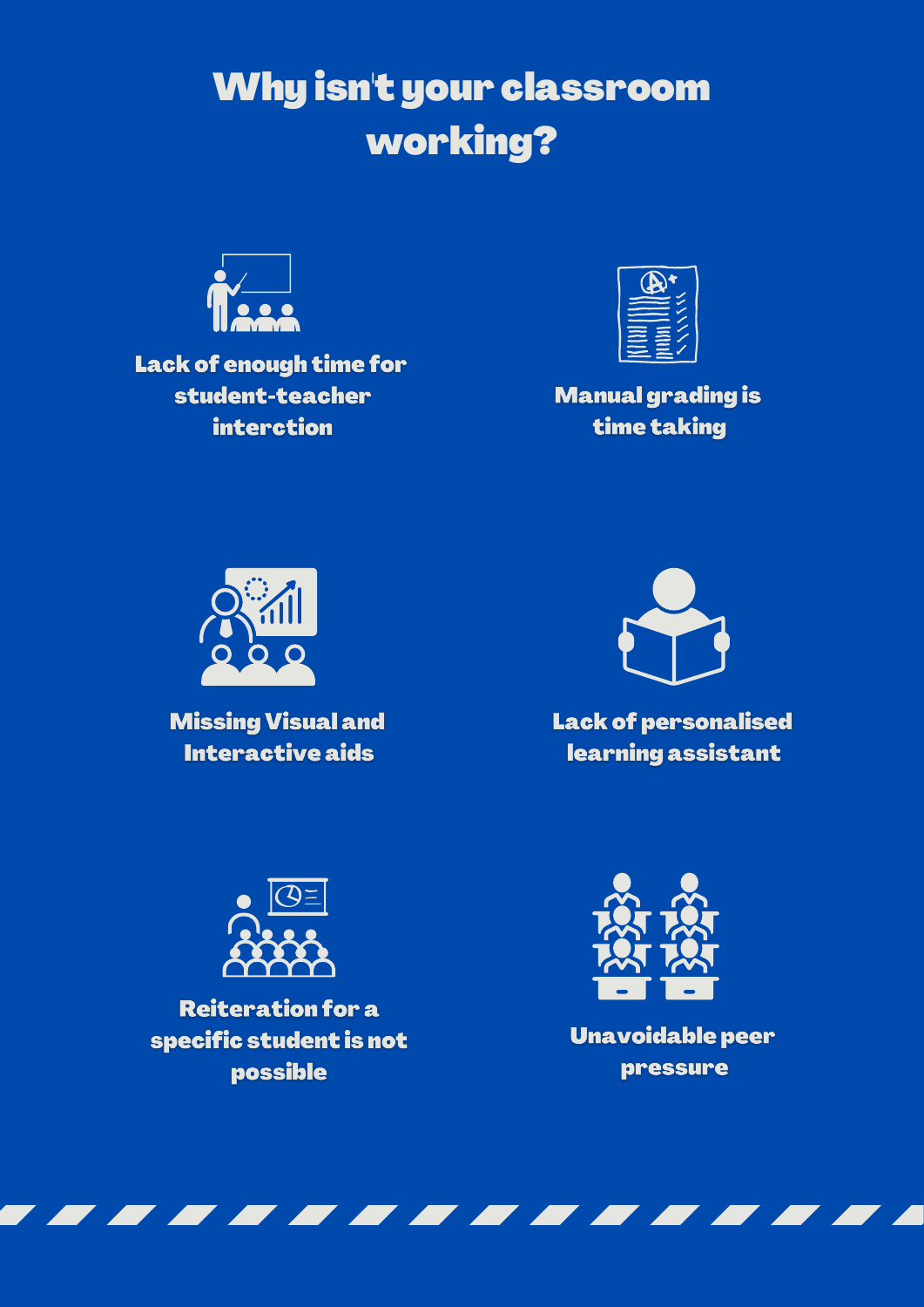# Why isn't your classroom working?

**Lack of enough time for student-teacher interction**

**Manual grading is time taking**

**Missing Visual and Interactive aids**

**Lack of personalised learning assistant**

**Reiteration for a specific student is not possible**

**Unavoidable peer pressure**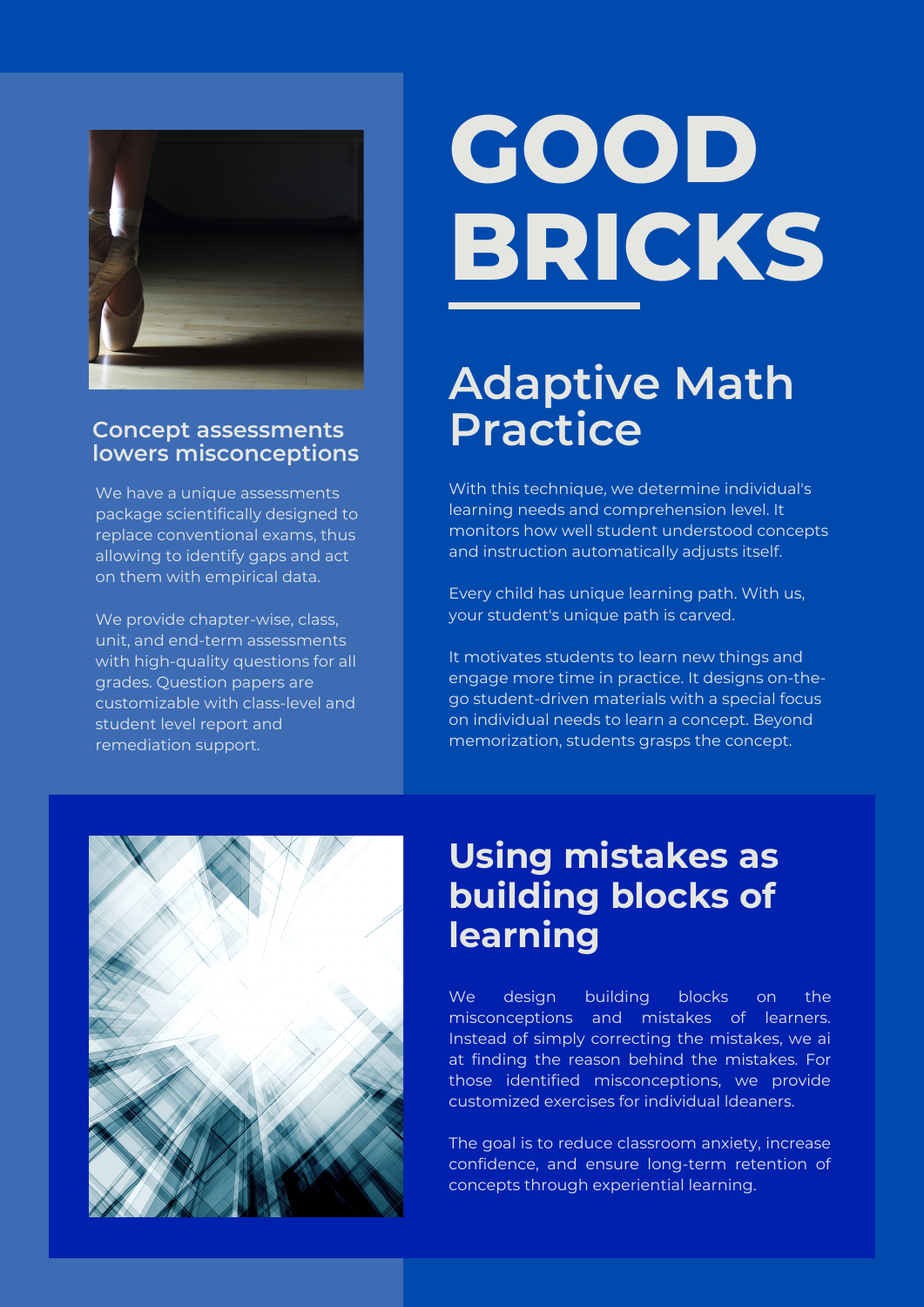# GOOD BRICKS

## Adaptive Math Practice

With this technique, we determine individual's learning needs and comprehension level. It monitors how well student understood concepts and instruction automatically adjusts itself.

Every child has unique learning path. With us, your student's unique path is carved.

It motivates students to learn new things and engage more time in practice. It designs on-the-go student-driven materials with a special focus on individual needs to learn a concept. Beyond memorization, students grasps the concept.

### Concept assessments lowers misconceptions

We have a unique assessments package scientifically designed to replace conventional exams, thus allowing to identify gaps and act on them with empirical data.

We provide chapter-wise, class, unit, and end-term assessments with high-quality questions for all grades. Question papers are customizable with class-level and student level report and remediation support.

## Using mistakes as building blocks of learning

We design building blocks on the misconceptions and mistakes of learners. Instead of simply correcting the mistakes, we ai at finding the reason behind the mistakes. For those identified misconceptions, we provide customized exercises for individual ldeaners.

The goal is to reduce classroom anxiety, increase confidence, and ensure long-term retention of concepts through experiential learning.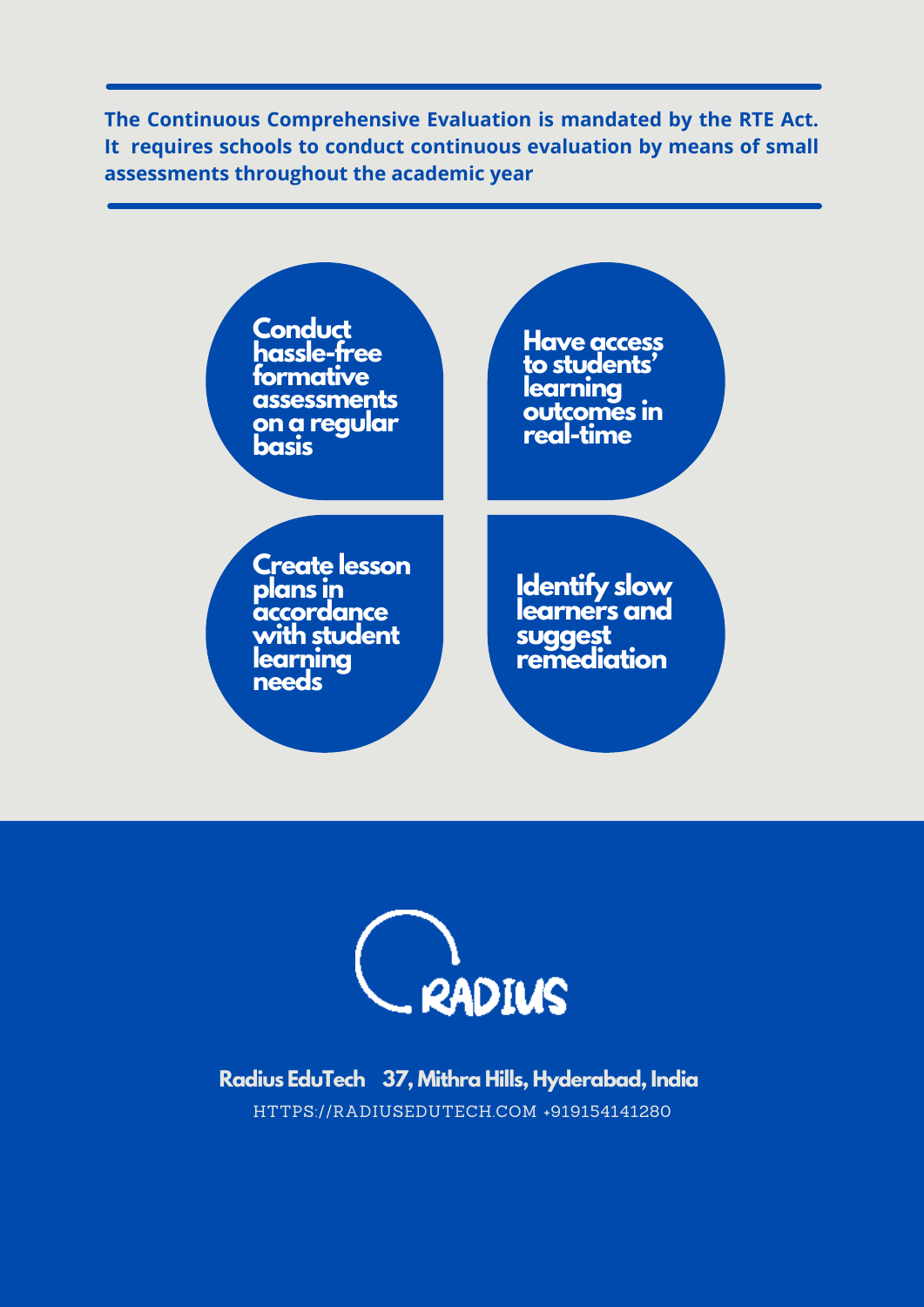**The Continuous Comprehensive Evaluation is mandated by the RTE Act. It requires schools to conduct continuous evaluation by means of small assessments throughout the academic year**

- **Conduct hassle-free formative assessments on a regular basis**
- **Have access to students' learning outcomes in real-time**
- **Create lesson plans in accordance with student learning needs**
- **Identify slow learners and suggest remediation**

RADIUS

**Radius EduTech 37, Mithra Hills, Hyderabad, India**

HTTPS://RADIUSEDUTECH.COM +919154141280